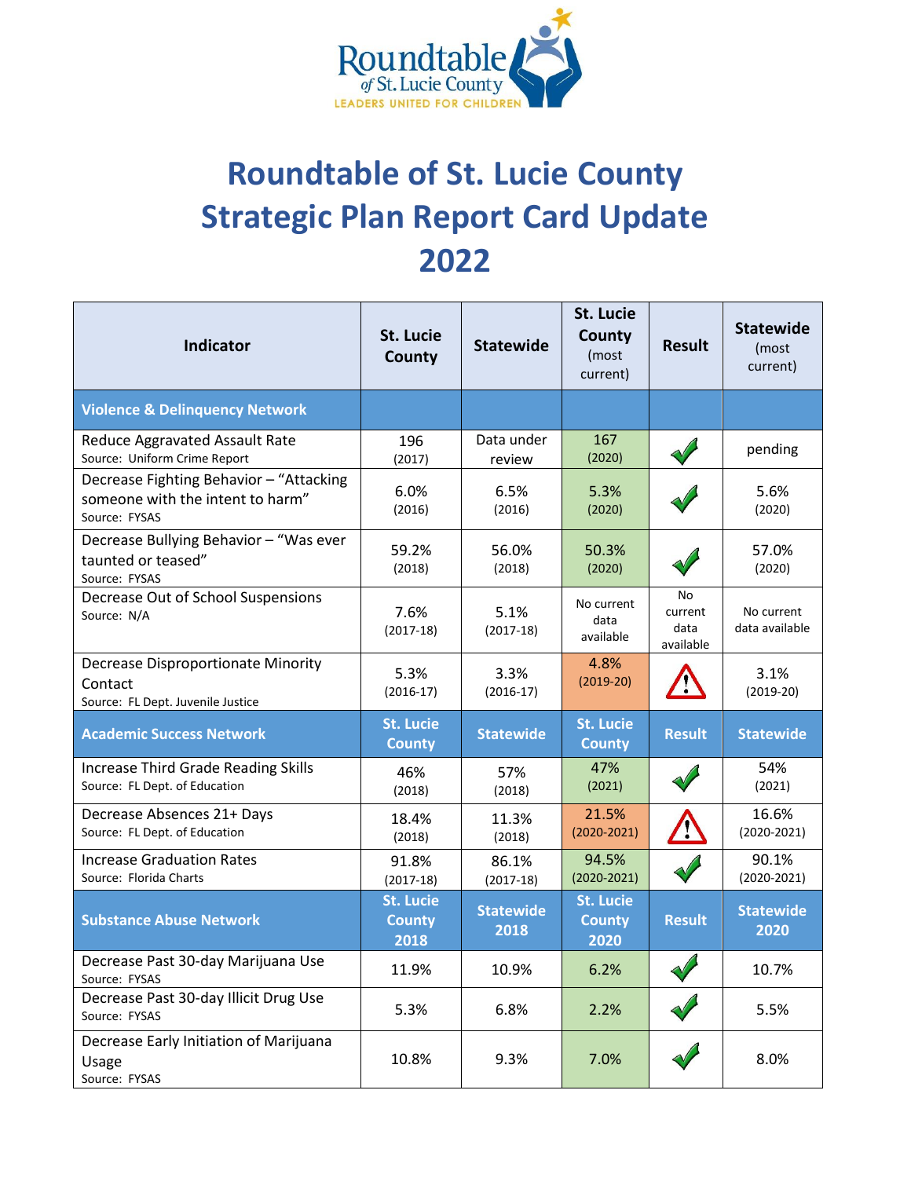Roundtable of St. Lucie County
LEADERS UNITED FOR CHILDREN

# Roundtable of St. Lucie County Strategic Plan Report Card Update 2022

| Indicator | St. Lucie County | Statewide | St. Lucie County (most current) | Result | Statewide (most current) |
|---|---|---|---|---|---|
| **Violence & Delinquency Network** | | | | | |
| Reduce Aggravated Assault Rate<br>Source: Uniform Crime Report | 196 (2017) | Data under review | 167 (2020) | ✓ | pending |
| Decrease Fighting Behavior – "Attacking someone with the intent to harm"<br>Source: FYSAS | 6.0% (2016) | 6.5% (2016) | 5.3% (2020) | ✓ | 5.6% (2020) |
| Decrease Bullying Behavior – "Was ever taunted or teased"<br>Source: FYSAS | 59.2% (2018) | 56.0% (2018) | 50.3% (2020) | ✓ | 57.0% (2020) |
| Decrease Out of School Suspensions<br>Source: N/A | 7.6% (2017-18) | 5.1% (2017-18) | No current data available | No current data available | No current data available |
| Decrease Disproportionate Minority Contact<br>Source: FL Dept. Juvenile Justice | 5.3% (2016-17) | 3.3% (2016-17) | 4.8% (2019-20) | ⚠ | 3.1% (2019-20) |
| **Academic Success Network** | **St. Lucie County** | **Statewide** | **St. Lucie County** | **Result** | **Statewide** |
| Increase Third Grade Reading Skills<br>Source: FL Dept. of Education | 46% (2018) | 57% (2018) | 47% (2021) | ✓ | 54% (2021) |
| Decrease Absences 21+ Days<br>Source: FL Dept. of Education | 18.4% (2018) | 11.3% (2018) | 21.5% (2020-2021) | ⚠ | 16.6% (2020-2021) |
| Increase Graduation Rates<br>Source: Florida Charts | 91.8% (2017-18) | 86.1% (2017-18) | 94.5% (2020-2021) | ✓ | 90.1% (2020-2021) |
| **Substance Abuse Network** | **St. Lucie County 2018** | **Statewide 2018** | **St. Lucie County 2020** | **Result** | **Statewide 2020** |
| Decrease Past 30-day Marijuana Use<br>Source: FYSAS | 11.9% | 10.9% | 6.2% | ✓ | 10.7% |
| Decrease Past 30-day Illicit Drug Use<br>Source: FYSAS | 5.3% | 6.8% | 2.2% | ✓ | 5.5% |
| Decrease Early Initiation of Marijuana Usage<br>Source: FYSAS | 10.8% | 9.3% | 7.0% | ✓ | 8.0% |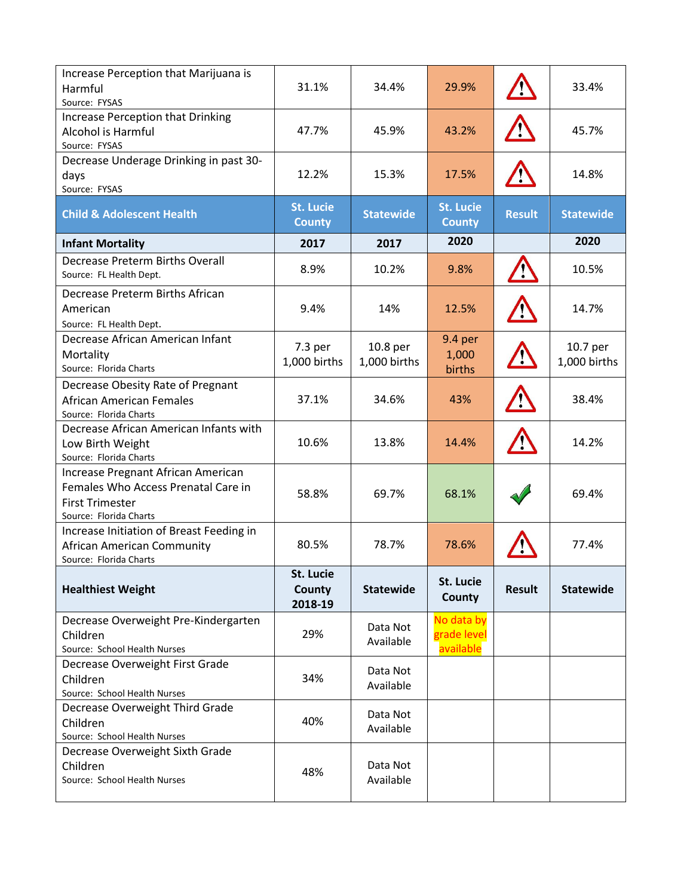| Increase Perception that Marijuana is Harmful<br>Source: FYSAS | 31.1% | 34.4% | 29.9% | ⚠ | 33.4% |
|---|---|---|---|---|---|
| Increase Perception that Drinking Alcohol is Harmful<br>Source: FYSAS | 47.7% | 45.9% | 43.2% | ⚠ | 45.7% |
| Decrease Underage Drinking in past 30-days<br>Source: FYSAS | 12.2% | 15.3% | 17.5% | ⚠ | 14.8% |
| **Child & Adolescent Health** | **St. Lucie County** | **Statewide** | **St. Lucie County** | **Result** | **Statewide** |
| **Infant Mortality** | **2017** | **2017** | **2020** | | **2020** |
| Decrease Preterm Births Overall<br>Source: FL Health Dept. | 8.9% | 10.2% | 9.8% | ⚠ | 10.5% |
| Decrease Preterm Births African American<br>Source: FL Health Dept. | 9.4% | 14% | 12.5% | ⚠ | 14.7% |
| Decrease African American Infant Mortality<br>Source: Florida Charts | 7.3 per 1,000 births | 10.8 per 1,000 births | 9.4 per 1,000 births | ⚠ | 10.7 per 1,000 births |
| Decrease Obesity Rate of Pregnant African American Females<br>Source: Florida Charts | 37.1% | 34.6% | 43% | ⚠ | 38.4% |
| Decrease African American Infants with Low Birth Weight<br>Source: Florida Charts | 10.6% | 13.8% | 14.4% | ⚠ | 14.2% |
| Increase Pregnant African American Females Who Access Prenatal Care in First Trimester<br>Source: Florida Charts | 58.8% | 69.7% | 68.1% | ✓ | 69.4% |
| Increase Initiation of Breast Feeding in African American Community<br>Source: Florida Charts | 80.5% | 78.7% | 78.6% | ⚠ | 77.4% |
| **Healthiest Weight** | **St. Lucie County 2018-19** | **Statewide** | **St. Lucie County** | **Result** | **Statewide** |
| Decrease Overweight Pre-Kindergarten Children<br>Source: School Health Nurses | 29% | Data Not Available | No data by grade level available | | |
| Decrease Overweight First Grade Children<br>Source: School Health Nurses | 34% | Data Not Available | | | |
| Decrease Overweight Third Grade Children<br>Source: School Health Nurses | 40% | Data Not Available | | | |
| Decrease Overweight Sixth Grade Children<br>Source: School Health Nurses | 48% | Data Not Available | | | |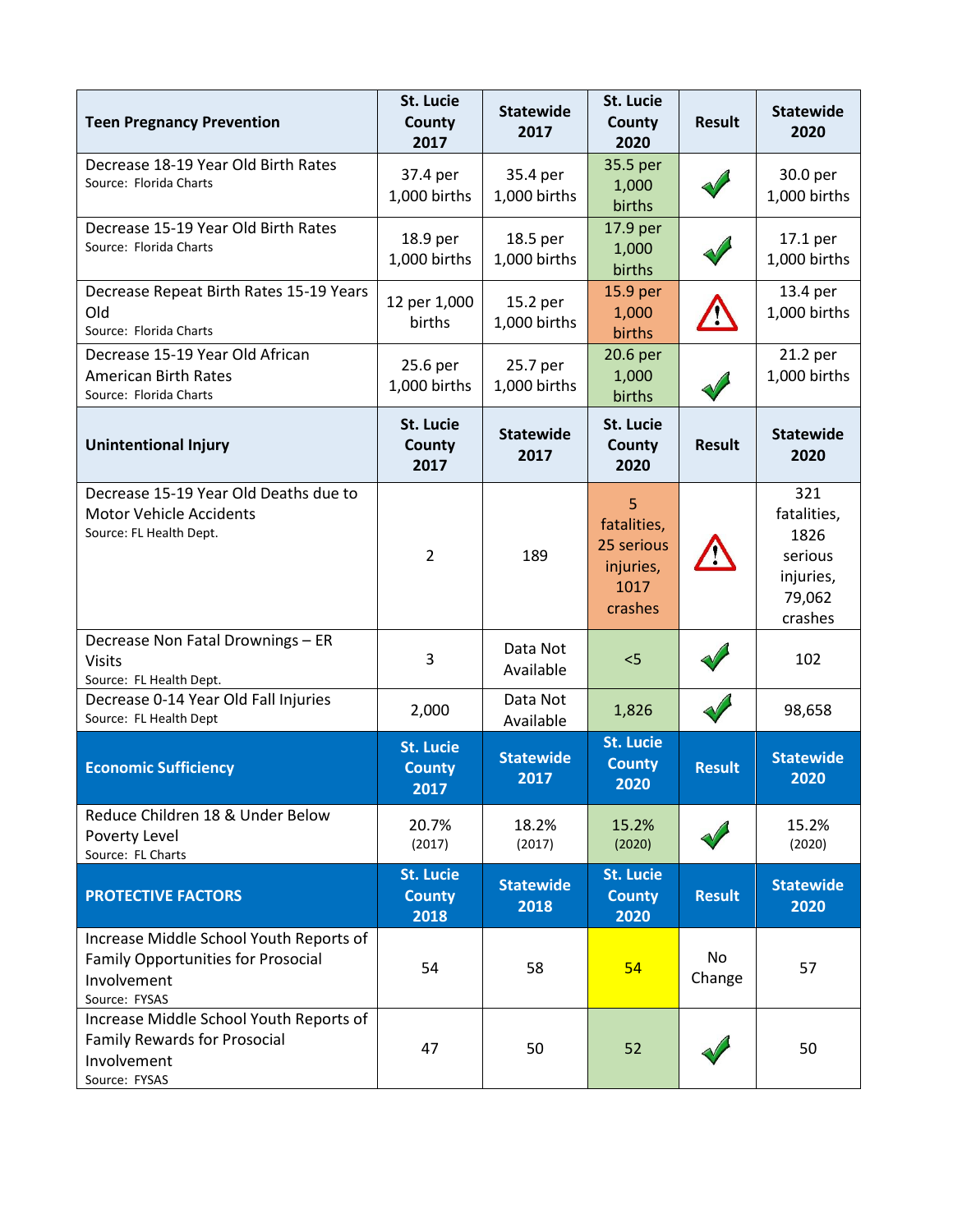| Teen Pregnancy Prevention | St. Lucie County 2017 | Statewide 2017 | St. Lucie County 2020 | Result | Statewide 2020 |
|---|---|---|---|---|---|
| Decrease 18-19 Year Old Birth Rates<br>Source: Florida Charts | 37.4 per 1,000 births | 35.4 per 1,000 births | 35.5 per 1,000 births | ✓ | 30.0 per 1,000 births |
| Decrease 15-19 Year Old Birth Rates<br>Source: Florida Charts | 18.9 per 1,000 births | 18.5 per 1,000 births | 17.9 per 1,000 births | ✓ | 17.1 per 1,000 births |
| Decrease Repeat Birth Rates 15-19 Years Old<br>Source: Florida Charts | 12 per 1,000 births | 15.2 per 1,000 births | 15.9 per 1,000 births | ⚠ | 13.4 per 1,000 births |
| Decrease 15-19 Year Old African American Birth Rates<br>Source: Florida Charts | 25.6 per 1,000 births | 25.7 per 1,000 births | 20.6 per 1,000 births | ✓ | 21.2 per 1,000 births |
| **Unintentional Injury** | **St. Lucie County 2017** | **Statewide 2017** | **St. Lucie County 2020** | **Result** | **Statewide 2020** |
| Decrease 15-19 Year Old Deaths due to Motor Vehicle Accidents<br>Source: FL Health Dept. | 2 | 189 | 5 fatalities, 25 serious injuries, 1017 crashes | ⚠ | 321 fatalities, 1826 serious injuries, 79,062 crashes |
| Decrease Non Fatal Drownings – ER Visits<br>Source: FL Health Dept. | 3 | Data Not Available | <5 | ✓ | 102 |
| Decrease 0-14 Year Old Fall Injuries<br>Source: FL Health Dept | 2,000 | Data Not Available | 1,826 | ✓ | 98,658 |
| **Economic Sufficiency** | **St. Lucie County 2017** | **Statewide 2017** | **St. Lucie County 2020** | **Result** | **Statewide 2020** |
| Reduce Children 18 & Under Below Poverty Level<br>Source: FL Charts | 20.7% (2017) | 18.2% (2017) | 15.2% (2020) | ✓ | 15.2% (2020) |
| **PROTECTIVE FACTORS** | **St. Lucie County 2018** | **Statewide 2018** | **St. Lucie County 2020** | **Result** | **Statewide 2020** |
| Increase Middle School Youth Reports of Family Opportunities for Prosocial Involvement<br>Source: FYSAS | 54 | 58 | 54 | No Change | 57 |
| Increase Middle School Youth Reports of Family Rewards for Prosocial Involvement<br>Source: FYSAS | 47 | 50 | 52 | ✓ | 50 |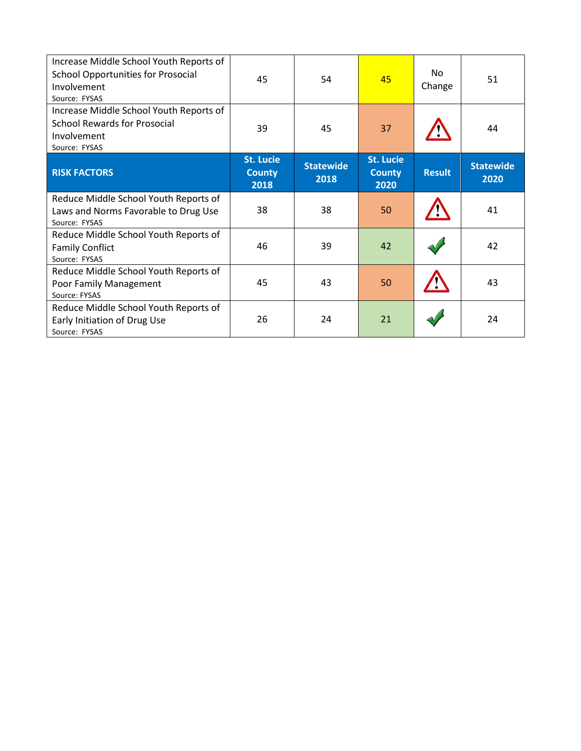| | | | | | |
|---|---|---|---|---|---|
| Increase Middle School Youth Reports of School Opportunities for Prosocial Involvement<br>Source: FYSAS | 45 | 54 | 45 | No Change | 51 |
| Increase Middle School Youth Reports of School Rewards for Prosocial Involvement<br>Source: FYSAS | 39 | 45 | 37 | ⚠ | 44 |
| **RISK FACTORS** | **St. Lucie County 2018** | **Statewide 2018** | **St. Lucie County 2020** | **Result** | **Statewide 2020** |
| Reduce Middle School Youth Reports of Laws and Norms Favorable to Drug Use<br>Source: FYSAS | 38 | 38 | 50 | ⚠ | 41 |
| Reduce Middle School Youth Reports of Family Conflict<br>Source: FYSAS | 46 | 39 | 42 | ✓ | 42 |
| Reduce Middle School Youth Reports of Poor Family Management<br>Source: FYSAS | 45 | 43 | 50 | ⚠ | 43 |
| Reduce Middle School Youth Reports of Early Initiation of Drug Use<br>Source: FYSAS | 26 | 24 | 21 | ✓ | 24 |